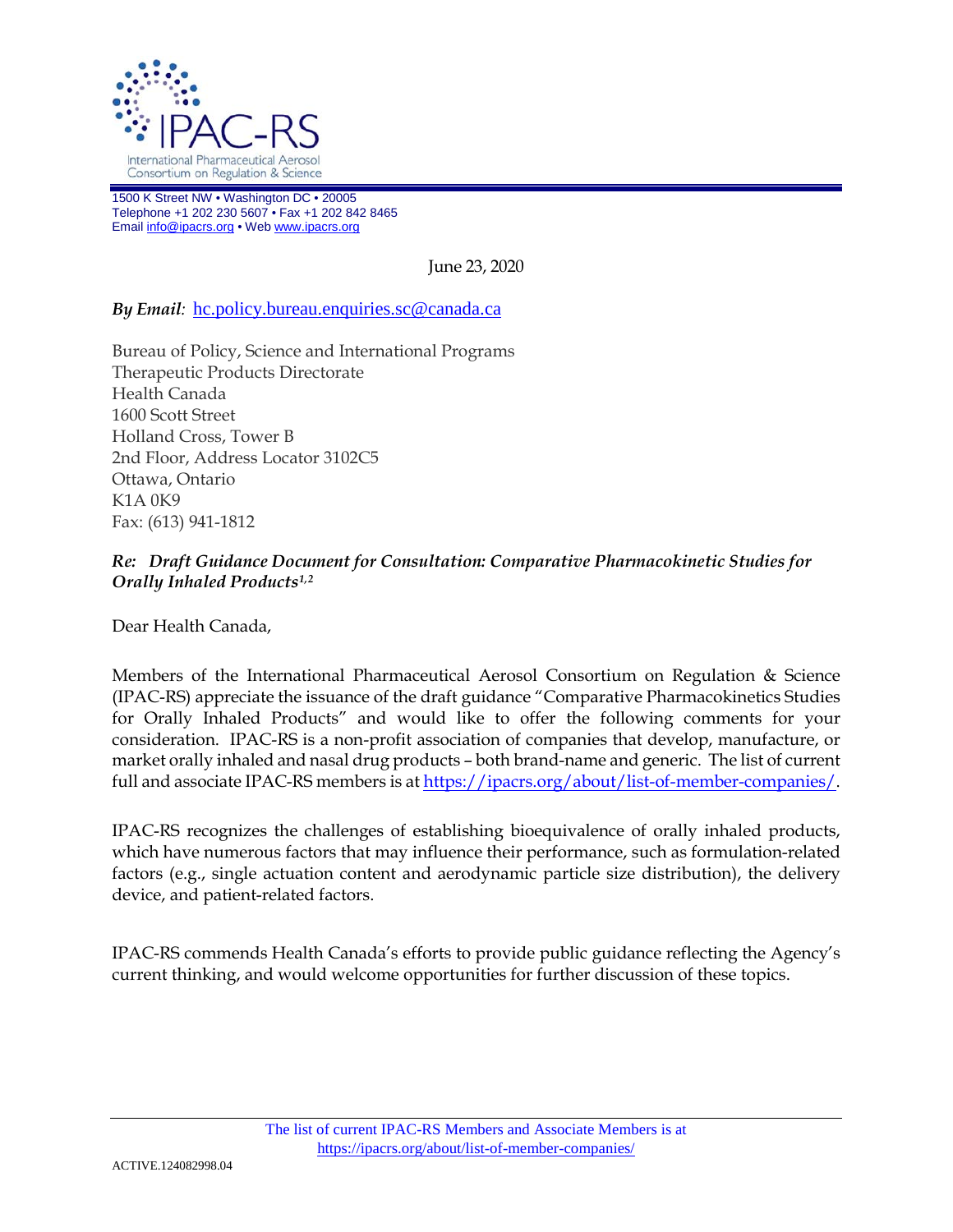IPAC-RS

International Pharmaceutical Aerosol Consortium on Regulation & Science

1500 K Street NW • Washington DC • 20005
Telephone +1 202 230 5607 • Fax +1 202 842 8465
Email info@ipacrs.org • Web www.ipacrs.org

June 23, 2020

***By Email:*** hc.policy.bureau.enquiries.sc@canada.ca

Bureau of Policy, Science and International Programs
Therapeutic Products Directorate
Health Canada
1600 Scott Street
Holland Cross, Tower B
2nd Floor, Address Locator 3102C5
Ottawa, Ontario
K1A 0K9
Fax: (613) 941-1812

***Re: Draft Guidance Document for Consultation: Comparative Pharmacokinetic Studies for Orally Inhaled Products[1,2]***

Dear Health Canada,

Members of the International Pharmaceutical Aerosol Consortium on Regulation & Science (IPAC-RS) appreciate the issuance of the draft guidance "Comparative Pharmacokinetics Studies for Orally Inhaled Products" and would like to offer the following comments for your consideration. IPAC-RS is a non-profit association of companies that develop, manufacture, or market orally inhaled and nasal drug products – both brand-name and generic. The list of current full and associate IPAC-RS members is at https://ipacrs.org/about/list-of-member-companies/.

IPAC-RS recognizes the challenges of establishing bioequivalence of orally inhaled products, which have numerous factors that may influence their performance, such as formulation-related factors (e.g., single actuation content and aerodynamic particle size distribution), the delivery device, and patient-related factors.

IPAC-RS commends Health Canada's efforts to provide public guidance reflecting the Agency's current thinking, and would welcome opportunities for further discussion of these topics.

The list of current IPAC-RS Members and Associate Members is at https://ipacrs.org/about/list-of-member-companies/

ACTIVE.124082998.04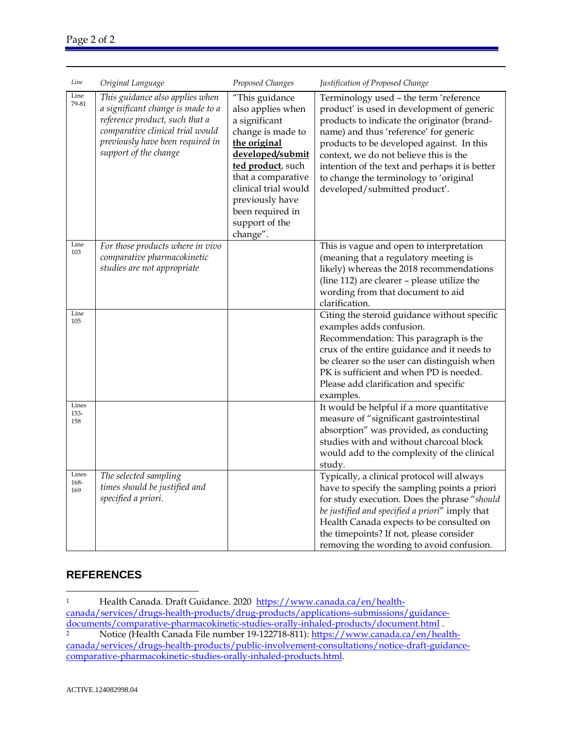| Line | Original Language | Proposed Changes | Justification of Proposed Change |
|---|---|---|---|
| Line 79-81 | *This guidance also applies when a significant change is made to a reference product, such that a comparative clinical trial would previously have been required in support of the change* | "This guidance also applies when a significant change is made to **the original developed/submitted product**, such that a comparative clinical trial would previously have been required in support of the change". | Terminology used – the term 'reference product' is used in development of generic products to indicate the originator (brand-name) and thus 'reference' for generic products to be developed against. In this context, we do not believe this is the intention of the text and perhaps it is better to change the terminology to 'original developed/submitted product'. |
| Line 103 | *For those products where in vivo comparative pharmacokinetic studies are not appropriate* | | This is vague and open to interpretation (meaning that a regulatory meeting is likely) whereas the 2018 recommendations (line 112) are clearer – please utilize the wording from that document to aid clarification. |
| Line 105 | | | Citing the steroid guidance without specific examples adds confusion. Recommendation: This paragraph is the crux of the entire guidance and it needs to be clearer so the user can distinguish when PK is sufficient and when PD is needed. Please add clarification and specific examples. |
| Lines 153-158 | | | It would be helpful if a more quantitative measure of "significant gastrointestinal absorption" was provided, as conducting studies with and without charcoal block would add to the complexity of the clinical study. |
| Lines 168-169 | *The selected sampling times should be justified and specified a priori.* | | Typically, a clinical protocol will always have to specify the sampling points a priori for study execution. Does the phrase "*should be justified and specified a priori*" imply that Health Canada expects to be consulted on the timepoints? If not, please consider removing the wording to avoid confusion. |

## REFERENCES

[1] Health Canada. Draft Guidance. 2020 https://www.canada.ca/en/health-canada/services/drugs-health-products/drug-products/applications-submissions/guidance-documents/comparative-pharmacokinetic-studies-orally-inhaled-products/document.html .

[2] Notice (Health Canada File number 19-122718-811): https://www.canada.ca/en/health-canada/services/drugs-health-products/public-involvement-consultations/notice-draft-guidance-comparative-pharmacokinetic-studies-orally-inhaled-products.html.

ACTIVE.124082998.04